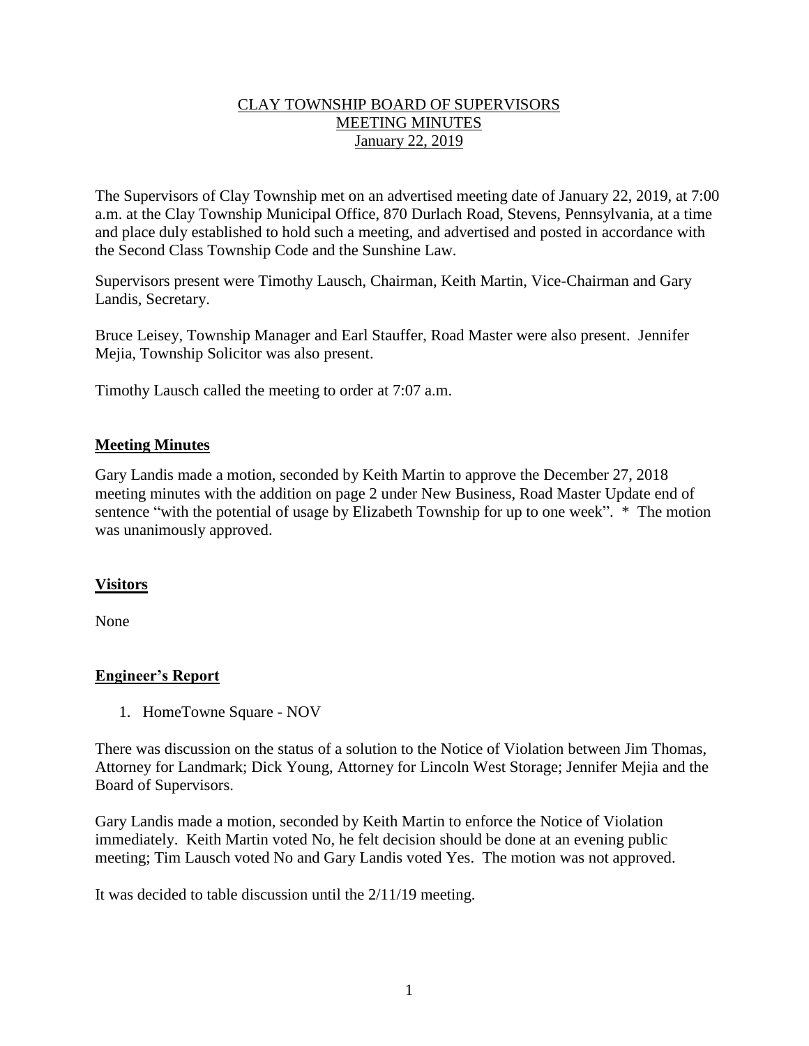# CLAY TOWNSHIP BOARD OF SUPERVISORS
# MEETING MINUTES
# January 22, 2019

The Supervisors of Clay Township met on an advertised meeting date of January 22, 2019, at 7:00 a.m. at the Clay Township Municipal Office, 870 Durlach Road, Stevens, Pennsylvania, at a time and place duly established to hold such a meeting, and advertised and posted in accordance with the Second Class Township Code and the Sunshine Law.

Supervisors present were Timothy Lausch, Chairman, Keith Martin, Vice-Chairman and Gary Landis, Secretary.

Bruce Leisey, Township Manager and Earl Stauffer, Road Master were also present. Jennifer Mejia, Township Solicitor was also present.

Timothy Lausch called the meeting to order at 7:07 a.m.

## Meeting Minutes

Gary Landis made a motion, seconded by Keith Martin to approve the December 27, 2018 meeting minutes with the addition on page 2 under New Business, Road Master Update end of sentence "with the potential of usage by Elizabeth Township for up to one week". * The motion was unanimously approved.

## Visitors

None

## Engineer's Report

1. HomeTowne Square - NOV

There was discussion on the status of a solution to the Notice of Violation between Jim Thomas, Attorney for Landmark; Dick Young, Attorney for Lincoln West Storage; Jennifer Mejia and the Board of Supervisors.

Gary Landis made a motion, seconded by Keith Martin to enforce the Notice of Violation immediately. Keith Martin voted No, he felt decision should be done at an evening public meeting; Tim Lausch voted No and Gary Landis voted Yes. The motion was not approved.

It was decided to table discussion until the 2/11/19 meeting.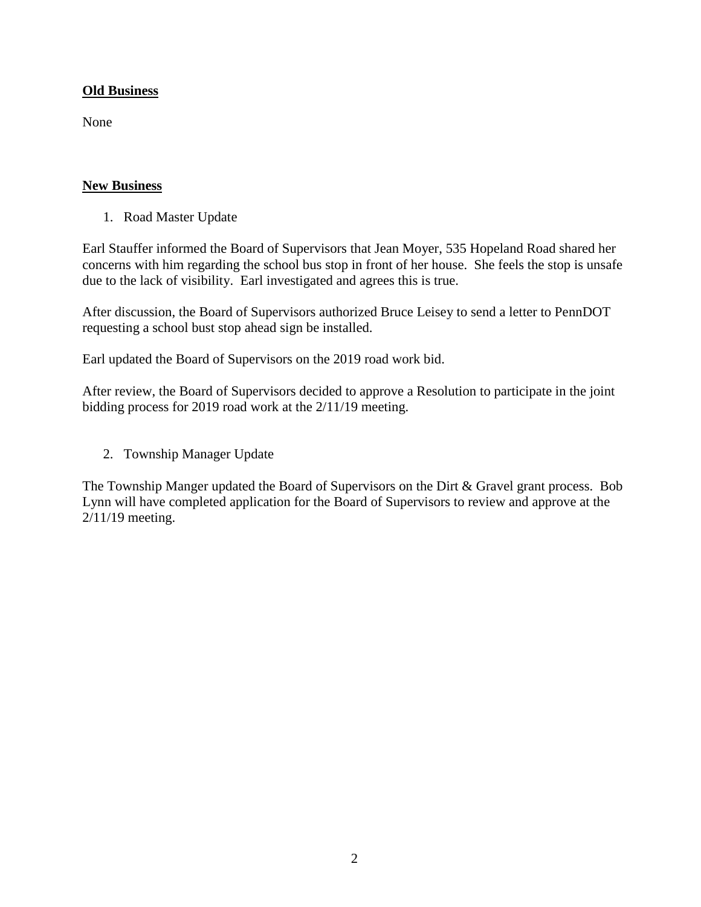**Old Business**

None

**New Business**

1. Road Master Update

Earl Stauffer informed the Board of Supervisors that Jean Moyer, 535 Hopeland Road shared her concerns with him regarding the school bus stop in front of her house. She feels the stop is unsafe due to the lack of visibility. Earl investigated and agrees this is true.

After discussion, the Board of Supervisors authorized Bruce Leisey to send a letter to PennDOT requesting a school bust stop ahead sign be installed.

Earl updated the Board of Supervisors on the 2019 road work bid.

After review, the Board of Supervisors decided to approve a Resolution to participate in the joint bidding process for 2019 road work at the 2/11/19 meeting.

2. Township Manager Update

The Township Manger updated the Board of Supervisors on the Dirt & Gravel grant process. Bob Lynn will have completed application for the Board of Supervisors to review and approve at the 2/11/19 meeting.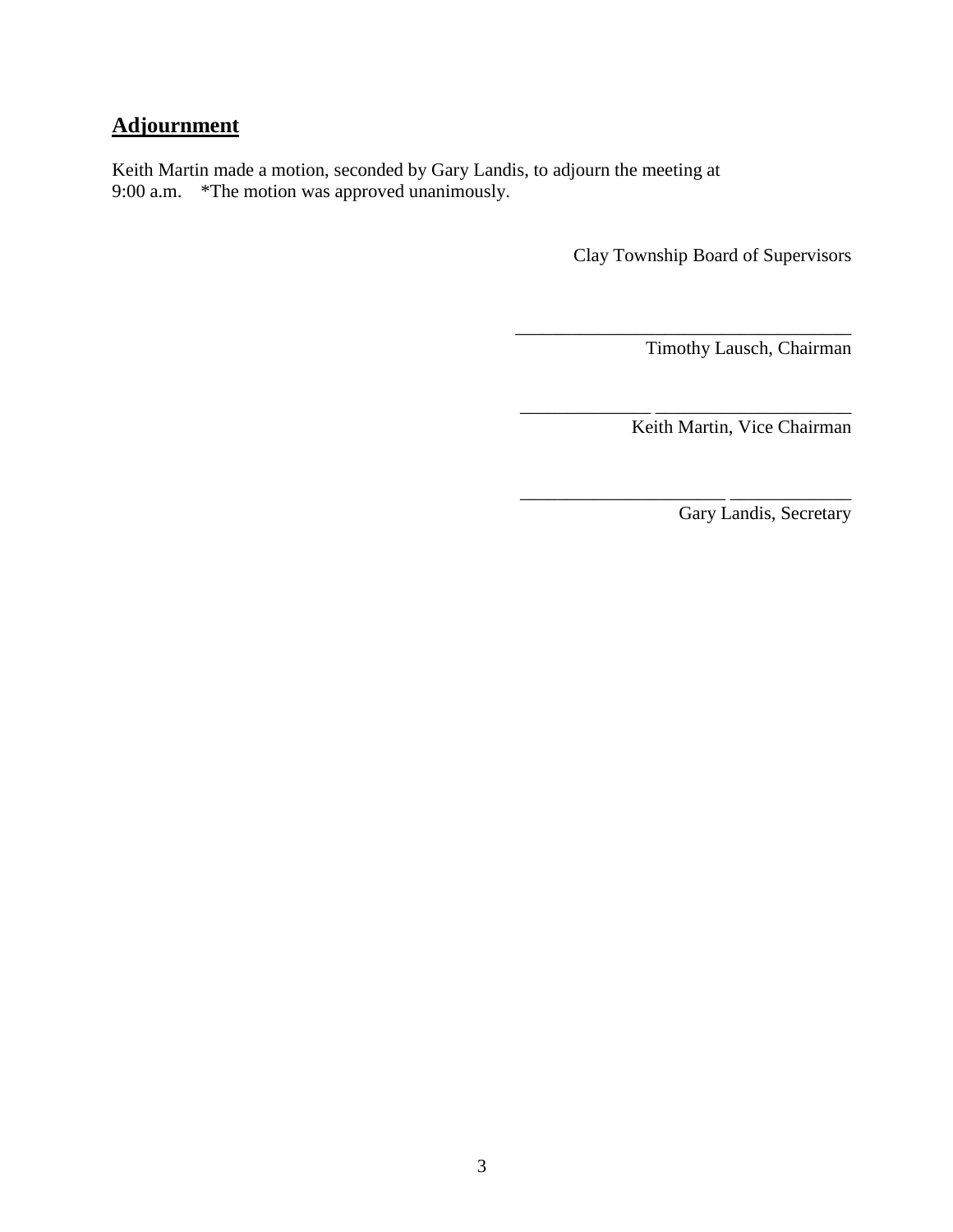## Adjournment

Keith Martin made a motion, seconded by Gary Landis, to adjourn the meeting at 9:00 a.m. *The motion was approved unanimously.

Clay Township Board of Supervisors

_____________________________________
Timothy Lausch, Chairman

______________ ____________________
Keith Martin, Vice Chairman

______________________ _____________
Gary Landis, Secretary